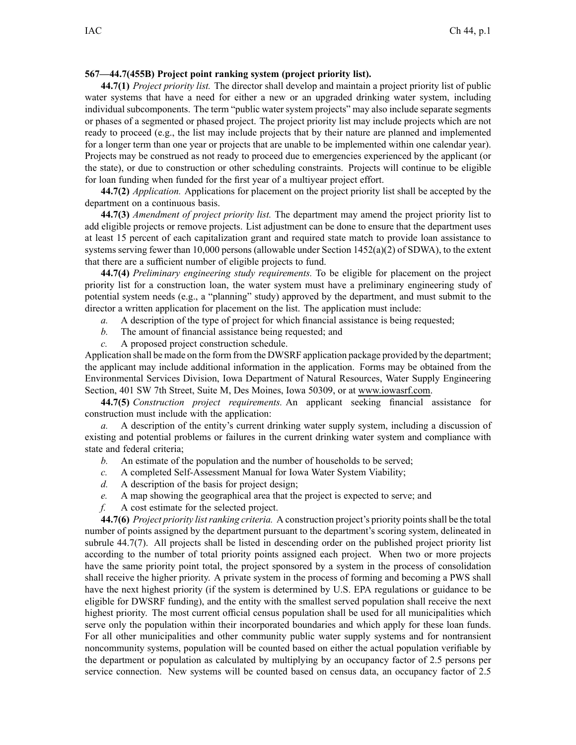**567—44.7(455B) Project point ranking system (project priority list).**

**44.7(1)** *Project priority list.* The director shall develop and maintain a project priority list of public water systems that have a need for either a new or an upgraded drinking water system, including individual subcomponents. The term "public water system projects" may also include separate segments or phases of a segmented or phased project. The project priority list may include projects which are not ready to proceed (e.g., the list may include projects that by their nature are planned and implemented for a longer term than one year or projects that are unable to be implemented within one calendar year). Projects may be construed as not ready to proceed due to emergencies experienced by the applicant (or the state), or due to construction or other scheduling constraints. Projects will continue to be eligible for loan funding when funded for the first year of a multiyear project effort.

**44.7(2)** *Application.* Applications for placement on the project priority list shall be accepted by the department on a continuous basis.

**44.7(3)** *Amendment of project priority list.* The department may amend the project priority list to add eligible projects or remove projects. List adjustment can be done to ensure that the department uses at least 15 percent of each capitalization grant and required state match to provide loan assistance to systems serving fewer than 10,000 persons (allowable under Section 1452(a)(2) of SDWA), to the extent that there are a sufficient number of eligible projects to fund.

**44.7(4)** *Preliminary engineering study requirements.* To be eligible for placement on the project priority list for a construction loan, the water system must have a preliminary engineering study of potential system needs (e.g., a "planning" study) approved by the department, and must submit to the director a written application for placement on the list. The application must include:

*a.* A description of the type of project for which financial assistance is being requested;

*b.* The amount of financial assistance being requested; and

*c.* A proposed project construction schedule.

Application shall be made on the form from the DWSRF application package provided by the department; the applicant may include additional information in the application. Forms may be obtained from the Environmental Services Division, Iowa Department of Natural Resources, Water Supply Engineering Section, 401 SW 7th Street, Suite M, Des Moines, Iowa 50309, or at www.iowasrf.com.

**44.7(5)** *Construction project requirements.* An applicant seeking financial assistance for construction must include with the application:

*a.* A description of the entity's current drinking water supply system, including a discussion of existing and potential problems or failures in the current drinking water system and compliance with state and federal criteria;

*b.* An estimate of the population and the number of households to be served;

*c.* A completed Self-Assessment Manual for Iowa Water System Viability;

*d.* A description of the basis for project design;

*e.* A map showing the geographical area that the project is expected to serve; and

*f.* A cost estimate for the selected project.

**44.7(6)** *Project priority list ranking criteria.* A construction project's priority points shall be the total number of points assigned by the department pursuant to the department's scoring system, delineated in subrule 44.7(7). All projects shall be listed in descending order on the published project priority list according to the number of total priority points assigned each project. When two or more projects have the same priority point total, the project sponsored by a system in the process of consolidation shall receive the higher priority. A private system in the process of forming and becoming a PWS shall have the next highest priority (if the system is determined by U.S. EPA regulations or guidance to be eligible for DWSRF funding), and the entity with the smallest served population shall receive the next highest priority. The most current official census population shall be used for all municipalities which serve only the population within their incorporated boundaries and which apply for these loan funds. For all other municipalities and other community public water supply systems and for nontransient noncommunity systems, population will be counted based on either the actual population verifiable by the department or population as calculated by multiplying by an occupancy factor of 2.5 persons per service connection. New systems will be counted based on census data, an occupancy factor of 2.5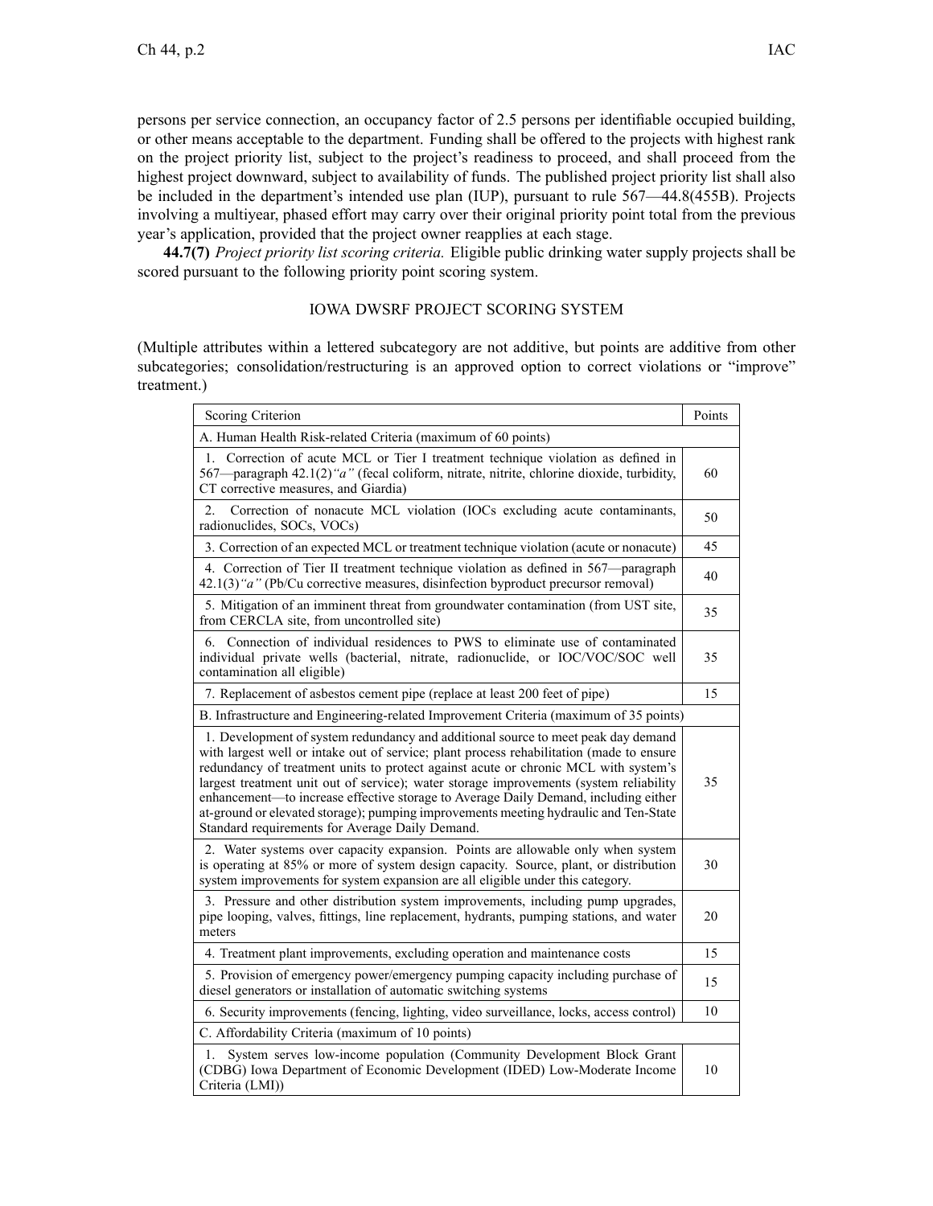persons per service connection, an occupancy factor of 2.5 persons per identifiable occupied building, or other means acceptable to the department. Funding shall be offered to the projects with highest rank on the project priority list, subject to the project's readiness to proceed, and shall proceed from the highest project downward, subject to availability of funds. The published project priority list shall also be included in the department's intended use plan (IUP), pursuant to rule 567—44.8(455B). Projects involving a multiyear, phased effort may carry over their original priority point total from the previous year's application, provided that the project owner reapplies at each stage.

**44.7(7)** *Project priority list scoring criteria.* Eligible public drinking water supply projects shall be scored pursuant to the following priority point scoring system.

IOWA DWSRF PROJECT SCORING SYSTEM

(Multiple attributes within a lettered subcategory are not additive, but points are additive from other subcategories; consolidation/restructuring is an approved option to correct violations or "improve" treatment.)

| Scoring Criterion | Points |
|---|---|
| A. Human Health Risk-related Criteria (maximum of 60 points) | |
| 1. Correction of acute MCL or Tier I treatment technique violation as defined in 567—paragraph 42.1(2)*"a"* (fecal coliform, nitrate, nitrite, chlorine dioxide, turbidity, CT corrective measures, and Giardia) | 60 |
| 2. Correction of nonacute MCL violation (IOCs excluding acute contaminants, radionuclides, SOCs, VOCs) | 50 |
| 3. Correction of an expected MCL or treatment technique violation (acute or nonacute) | 45 |
| 4. Correction of Tier II treatment technique violation as defined in 567—paragraph 42.1(3)*"a"* (Pb/Cu corrective measures, disinfection byproduct precursor removal) | 40 |
| 5. Mitigation of an imminent threat from groundwater contamination (from UST site, from CERCLA site, from uncontrolled site) | 35 |
| 6. Connection of individual residences to PWS to eliminate use of contaminated individual private wells (bacterial, nitrate, radionuclide, or IOC/VOC/SOC well contamination all eligible) | 35 |
| 7. Replacement of asbestos cement pipe (replace at least 200 feet of pipe) | 15 |
| B. Infrastructure and Engineering-related Improvement Criteria (maximum of 35 points) | |
| 1. Development of system redundancy and additional source to meet peak day demand with largest well or intake out of service; plant process rehabilitation (made to ensure redundancy of treatment units to protect against acute or chronic MCL with system's largest treatment unit out of service); water storage improvements (system reliability enhancement—to increase effective storage to Average Daily Demand, including either at-ground or elevated storage); pumping improvements meeting hydraulic and Ten-State Standard requirements for Average Daily Demand. | 35 |
| 2. Water systems over capacity expansion. Points are allowable only when system is operating at 85% or more of system design capacity. Source, plant, or distribution system improvements for system expansion are all eligible under this category. | 30 |
| 3. Pressure and other distribution system improvements, including pump upgrades, pipe looping, valves, fittings, line replacement, hydrants, pumping stations, and water meters | 20 |
| 4. Treatment plant improvements, excluding operation and maintenance costs | 15 |
| 5. Provision of emergency power/emergency pumping capacity including purchase of diesel generators or installation of automatic switching systems | 15 |
| 6. Security improvements (fencing, lighting, video surveillance, locks, access control) | 10 |
| C. Affordability Criteria (maximum of 10 points) | |
| 1. System serves low-income population (Community Development Block Grant (CDBG) Iowa Department of Economic Development (IDED) Low-Moderate Income Criteria (LMI)) | 10 |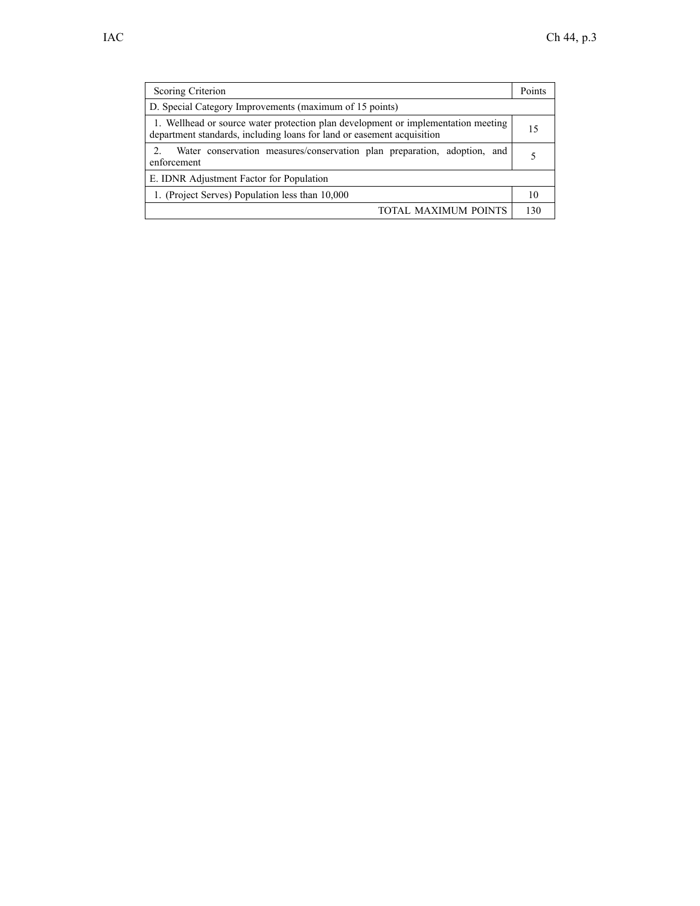| Scoring Criterion | Points |
|---|---|
| D. Special Category Improvements (maximum of 15 points) | |
| 1. Wellhead or source water protection plan development or implementation meeting department standards, including loans for land or easement acquisition | 15 |
| 2. Water conservation measures/conservation plan preparation, adoption, and enforcement | 5 |
| E. IDNR Adjustment Factor for Population | |
| 1. (Project Serves) Population less than 10,000 | 10 |
| TOTAL MAXIMUM POINTS | 130 |